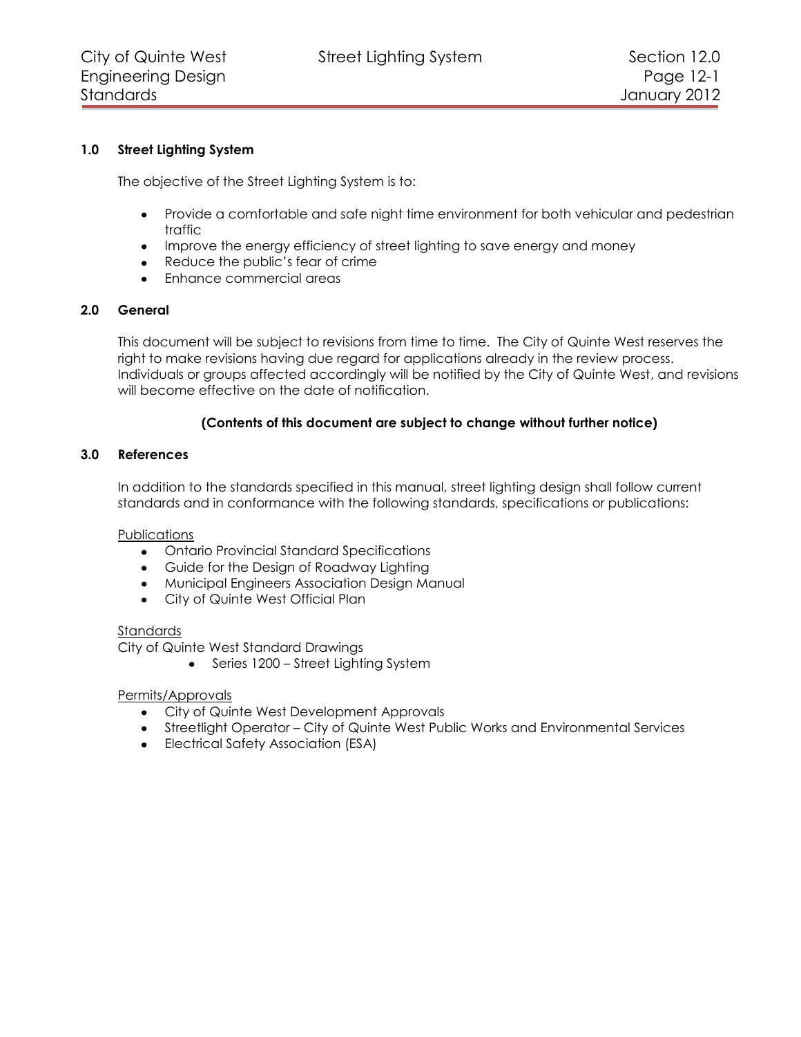## 1.0 Street Lighting System

The objective of the Street Lighting System is to:

- Provide a comfortable and safe night time environment for both vehicular and pedestrian traffic
- Improve the energy efficiency of street lighting to save energy and money
- Reduce the public's fear of crime
- Enhance commercial areas

## 2.0 General

This document will be subject to revisions from time to time. The City of Quinte West reserves the right to make revisions having due regard for applications already in the review process. Individuals or groups affected accordingly will be notified by the City of Quinte West, and revisions will become effective on the date of notification.

**(Contents of this document are subject to change without further notice)**

## 3.0 References

In addition to the standards specified in this manual, street lighting design shall follow current standards and in conformance with the following standards, specifications or publications:

Publications

- Ontario Provincial Standard Specifications
- Guide for the Design of Roadway Lighting
- Municipal Engineers Association Design Manual
- City of Quinte West Official Plan

Standards

City of Quinte West Standard Drawings

- Series 1200 – Street Lighting System

Permits/Approvals

- City of Quinte West Development Approvals
- Streetlight Operator – City of Quinte West Public Works and Environmental Services
- Electrical Safety Association (ESA)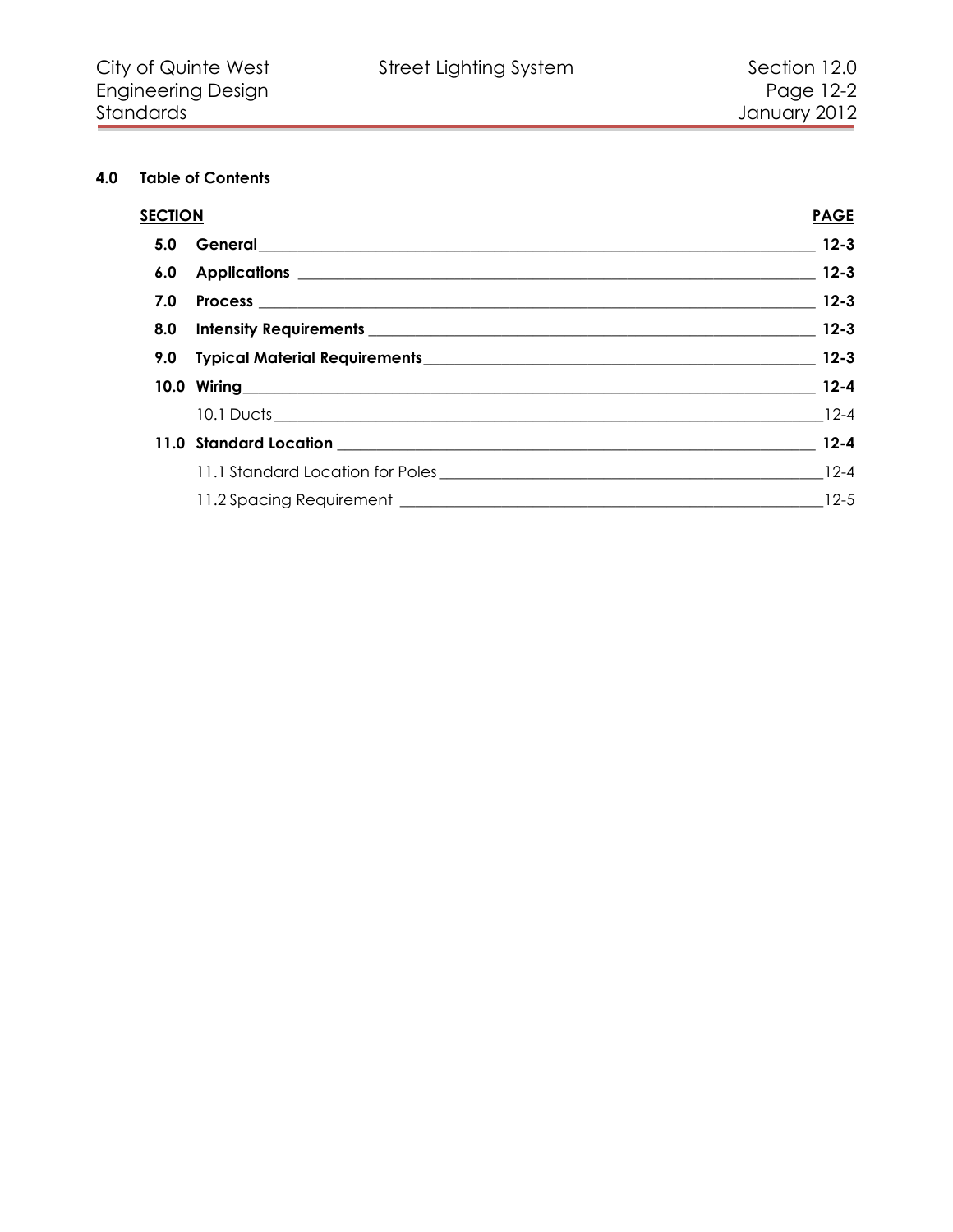## 4.0 Table of Contents

| SECTION | | PAGE |
|---|---|---|
| **5.0** | **General** | **12-3** |
| **6.0** | **Applications** | **12-3** |
| **7.0** | **Process** | **12-3** |
| **8.0** | **Intensity Requirements** | **12-3** |
| **9.0** | **Typical Material Requirements** | **12-3** |
| **10.0** | **Wiring** | **12-4** |
| | 10.1 Ducts | 12-4 |
| **11.0** | **Standard Location** | **12-4** |
| | 11.1 Standard Location for Poles | 12-4 |
| | 11.2 Spacing Requirement | 12-5 |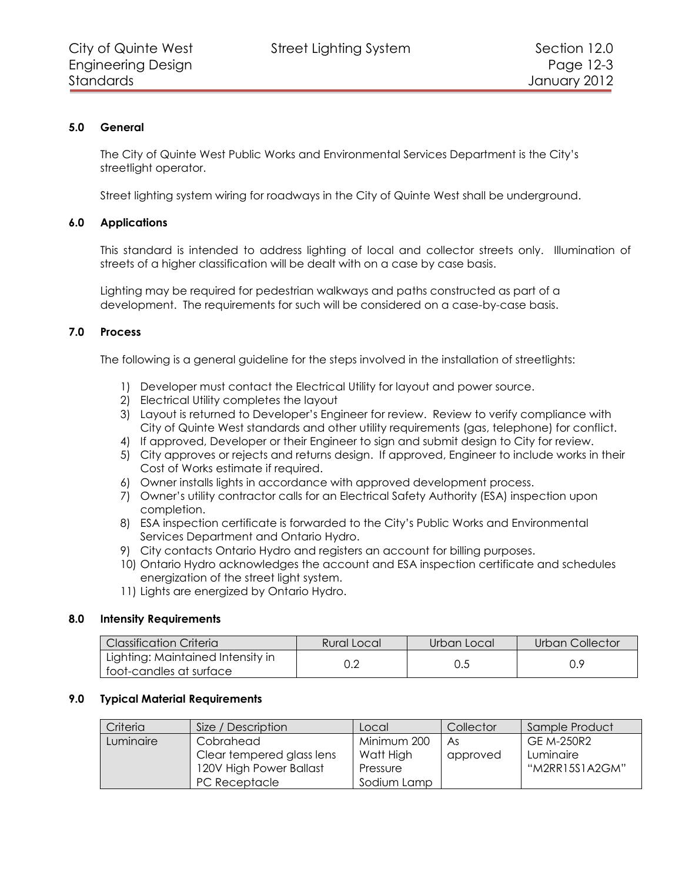### 5.0 General

The City of Quinte West Public Works and Environmental Services Department is the City's streetlight operator.

Street lighting system wiring for roadways in the City of Quinte West shall be underground.

### 6.0 Applications

This standard is intended to address lighting of local and collector streets only. Illumination of streets of a higher classification will be dealt with on a case by case basis.

Lighting may be required for pedestrian walkways and paths constructed as part of a development. The requirements for such will be considered on a case-by-case basis.

### 7.0 Process

The following is a general guideline for the steps involved in the installation of streetlights:

1) Developer must contact the Electrical Utility for layout and power source.
2) Electrical Utility completes the layout
3) Layout is returned to Developer's Engineer for review. Review to verify compliance with City of Quinte West standards and other utility requirements (gas, telephone) for conflict.
4) If approved, Developer or their Engineer to sign and submit design to City for review.
5) City approves or rejects and returns design. If approved, Engineer to include works in their Cost of Works estimate if required.
6) Owner installs lights in accordance with approved development process.
7) Owner's utility contractor calls for an Electrical Safety Authority (ESA) inspection upon completion.
8) ESA inspection certificate is forwarded to the City's Public Works and Environmental Services Department and Ontario Hydro.
9) City contacts Ontario Hydro and registers an account for billing purposes.
10) Ontario Hydro acknowledges the account and ESA inspection certificate and schedules energization of the street light system.
11) Lights are energized by Ontario Hydro.

### 8.0 Intensity Requirements

| Classification Criteria | Rural Local | Urban Local | Urban Collector |
|---|---|---|---|
| Lighting: Maintained Intensity in foot-candles at surface | 0.2 | 0.5 | 0.9 |

### 9.0 Typical Material Requirements

| Criteria | Size / Description | Local | Collector | Sample Product |
|---|---|---|---|---|
| Luminaire | Cobrahead<br>Clear tempered glass lens<br>120V High Power Ballast<br>PC Receptacle | Minimum 200 Watt High Pressure Sodium Lamp | As approved | GE M-250R2 Luminaire "M2RR15S1A2GM" |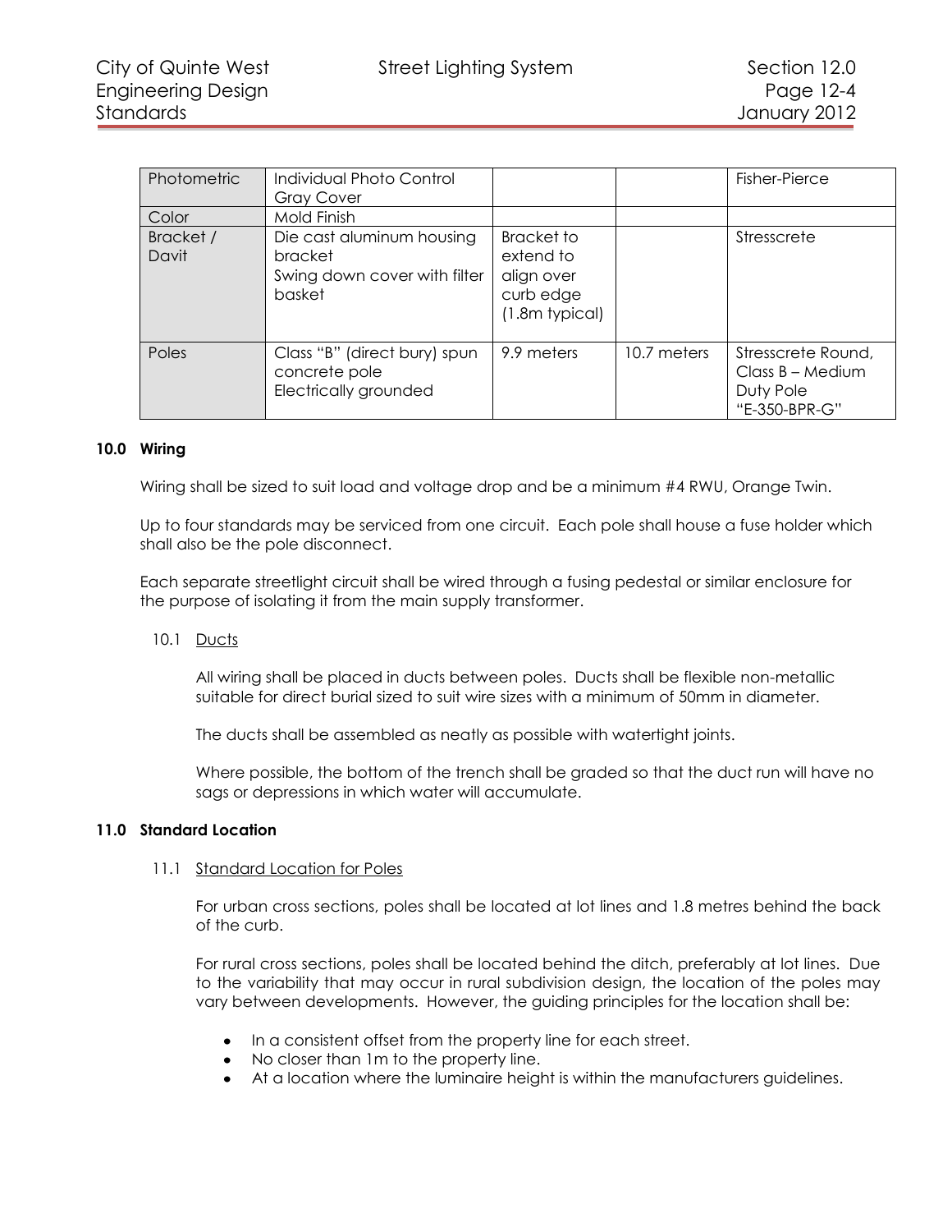| Photometric | Individual Photo Control Gray Cover | | | Fisher-Pierce |
|---|---|---|---|---|
| Color | Mold Finish | | | |
| Bracket / Davit | Die cast aluminum housing bracket<br>Swing down cover with filter basket | Bracket to extend to align over curb edge (1.8m typical) | | Stresscrete |
| Poles | Class "B" (direct bury) spun concrete pole<br>Electrically grounded | 9.9 meters | 10.7 meters | Stresscrete Round, Class B – Medium Duty Pole "E-350-BPR-G" |

## 10.0 Wiring

Wiring shall be sized to suit load and voltage drop and be a minimum #4 RWU, Orange Twin.

Up to four standards may be serviced from one circuit. Each pole shall house a fuse holder which shall also be the pole disconnect.

Each separate streetlight circuit shall be wired through a fusing pedestal or similar enclosure for the purpose of isolating it from the main supply transformer.

### 10.1 Ducts

All wiring shall be placed in ducts between poles. Ducts shall be flexible non-metallic suitable for direct burial sized to suit wire sizes with a minimum of 50mm in diameter.

The ducts shall be assembled as neatly as possible with watertight joints.

Where possible, the bottom of the trench shall be graded so that the duct run will have no sags or depressions in which water will accumulate.

## 11.0 Standard Location

### 11.1 Standard Location for Poles

For urban cross sections, poles shall be located at lot lines and 1.8 metres behind the back of the curb.

For rural cross sections, poles shall be located behind the ditch, preferably at lot lines. Due to the variability that may occur in rural subdivision design, the location of the poles may vary between developments. However, the guiding principles for the location shall be:

- In a consistent offset from the property line for each street.
- No closer than 1m to the property line.
- At a location where the luminaire height is within the manufacturers guidelines.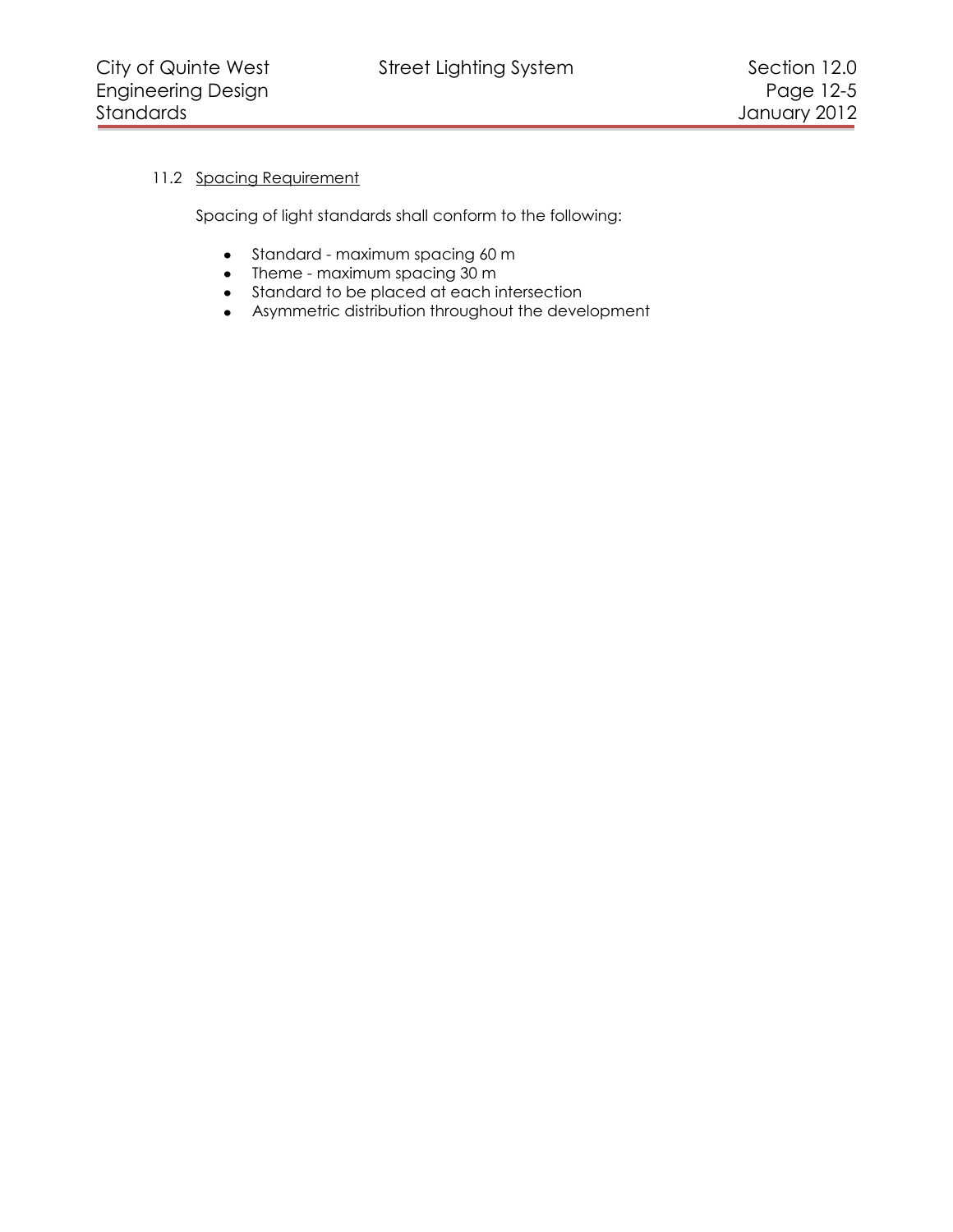11.2 <u>Spacing Requirement</u>

Spacing of light standards shall conform to the following:

- Standard - maximum spacing 60 m
- Theme - maximum spacing 30 m
- Standard to be placed at each intersection
- Asymmetric distribution throughout the development